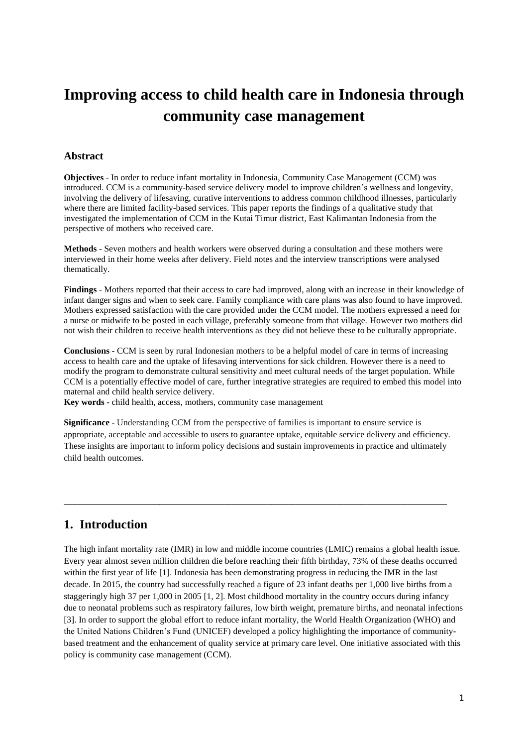# Improving access to child health care in Indonesia through community case management

## Abstract

**Objectives** - In order to reduce infant mortality in Indonesia, Community Case Management (CCM) was introduced. CCM is a community-based service delivery model to improve children's wellness and longevity, involving the delivery of lifesaving, curative interventions to address common childhood illnesses, particularly where there are limited facility-based services. This paper reports the findings of a qualitative study that investigated the implementation of CCM in the Kutai Timur district, East Kalimantan Indonesia from the perspective of mothers who received care.

**Methods** - Seven mothers and health workers were observed during a consultation and these mothers were interviewed in their home weeks after delivery. Field notes and the interview transcriptions were analysed thematically.

**Findings** - Mothers reported that their access to care had improved, along with an increase in their knowledge of infant danger signs and when to seek care. Family compliance with care plans was also found to have improved. Mothers expressed satisfaction with the care provided under the CCM model. The mothers expressed a need for a nurse or midwife to be posted in each village, preferably someone from that village. However two mothers did not wish their children to receive health interventions as they did not believe these to be culturally appropriate.

**Conclusions** - CCM is seen by rural Indonesian mothers to be a helpful model of care in terms of increasing access to health care and the uptake of lifesaving interventions for sick children. However there is a need to modify the program to demonstrate cultural sensitivity and meet cultural needs of the target population. While CCM is a potentially effective model of care, further integrative strategies are required to embed this model into maternal and child health service delivery.

**Key words** - child health, access, mothers, community case management

**Significance** - Understanding CCM from the perspective of families is important to ensure service is appropriate, acceptable and accessible to users to guarantee uptake, equitable service delivery and efficiency. These insights are important to inform policy decisions and sustain improvements in practice and ultimately child health outcomes.

---

## 1. Introduction

The high infant mortality rate (IMR) in low and middle income countries (LMIC) remains a global health issue. Every year almost seven million children die before reaching their fifth birthday, 73% of these deaths occurred within the first year of life [1]. Indonesia has been demonstrating progress in reducing the IMR in the last decade. In 2015, the country had successfully reached a figure of 23 infant deaths per 1,000 live births from a staggeringly high 37 per 1,000 in 2005 [1, 2]. Most childhood mortality in the country occurs during infancy due to neonatal problems such as respiratory failures, low birth weight, premature births, and neonatal infections [3]. In order to support the global effort to reduce infant mortality, the World Health Organization (WHO) and the United Nations Children's Fund (UNICEF) developed a policy highlighting the importance of community-based treatment and the enhancement of quality service at primary care level. One initiative associated with this policy is community case management (CCM).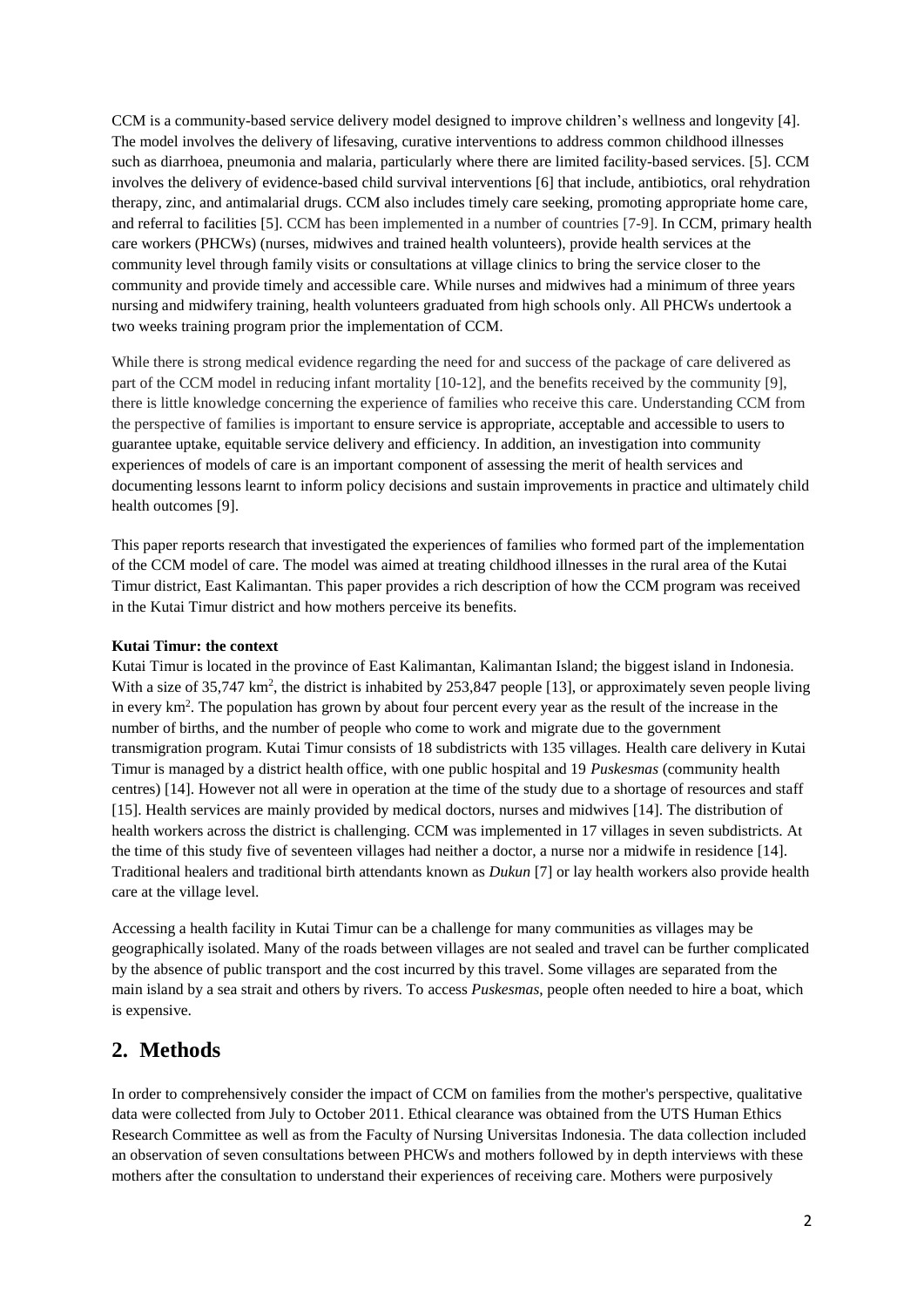CCM is a community-based service delivery model designed to improve children's wellness and longevity [4]. The model involves the delivery of lifesaving, curative interventions to address common childhood illnesses such as diarrhoea, pneumonia and malaria, particularly where there are limited facility-based services. [5]. CCM involves the delivery of evidence-based child survival interventions [6] that include, antibiotics, oral rehydration therapy, zinc, and antimalarial drugs. CCM also includes timely care seeking, promoting appropriate home care, and referral to facilities [5]. CCM has been implemented in a number of countries [7-9]. In CCM, primary health care workers (PHCWs) (nurses, midwives and trained health volunteers), provide health services at the community level through family visits or consultations at village clinics to bring the service closer to the community and provide timely and accessible care. While nurses and midwives had a minimum of three years nursing and midwifery training, health volunteers graduated from high schools only. All PHCWs undertook a two weeks training program prior the implementation of CCM.

While there is strong medical evidence regarding the need for and success of the package of care delivered as part of the CCM model in reducing infant mortality [10-12], and the benefits received by the community [9], there is little knowledge concerning the experience of families who receive this care. Understanding CCM from the perspective of families is important to ensure service is appropriate, acceptable and accessible to users to guarantee uptake, equitable service delivery and efficiency. In addition, an investigation into community experiences of models of care is an important component of assessing the merit of health services and documenting lessons learnt to inform policy decisions and sustain improvements in practice and ultimately child health outcomes [9].

This paper reports research that investigated the experiences of families who formed part of the implementation of the CCM model of care. The model was aimed at treating childhood illnesses in the rural area of the Kutai Timur district, East Kalimantan. This paper provides a rich description of how the CCM program was received in the Kutai Timur district and how mothers perceive its benefits.

**Kutai Timur: the context**

Kutai Timur is located in the province of East Kalimantan, Kalimantan Island; the biggest island in Indonesia. With a size of 35,747 km$^2$, the district is inhabited by 253,847 people [13], or approximately seven people living in every km$^2$. The population has grown by about four percent every year as the result of the increase in the number of births, and the number of people who come to work and migrate due to the government transmigration program. Kutai Timur consists of 18 subdistricts with 135 villages. Health care delivery in Kutai Timur is managed by a district health office, with one public hospital and 19 *Puskesmas* (community health centres) [14]. However not all were in operation at the time of the study due to a shortage of resources and staff [15]. Health services are mainly provided by medical doctors, nurses and midwives [14]. The distribution of health workers across the district is challenging. CCM was implemented in 17 villages in seven subdistricts. At the time of this study five of seventeen villages had neither a doctor, a nurse nor a midwife in residence [14]. Traditional healers and traditional birth attendants known as *Dukun* [7] or lay health workers also provide health care at the village level.

Accessing a health facility in Kutai Timur can be a challenge for many communities as villages may be geographically isolated. Many of the roads between villages are not sealed and travel can be further complicated by the absence of public transport and the cost incurred by this travel. Some villages are separated from the main island by a sea strait and others by rivers. To access *Puskesmas*, people often needed to hire a boat, which is expensive.

## 2. Methods

In order to comprehensively consider the impact of CCM on families from the mother's perspective, qualitative data were collected from July to October 2011. Ethical clearance was obtained from the UTS Human Ethics Research Committee as well as from the Faculty of Nursing Universitas Indonesia. The data collection included an observation of seven consultations between PHCWs and mothers followed by in depth interviews with these mothers after the consultation to understand their experiences of receiving care. Mothers were purposively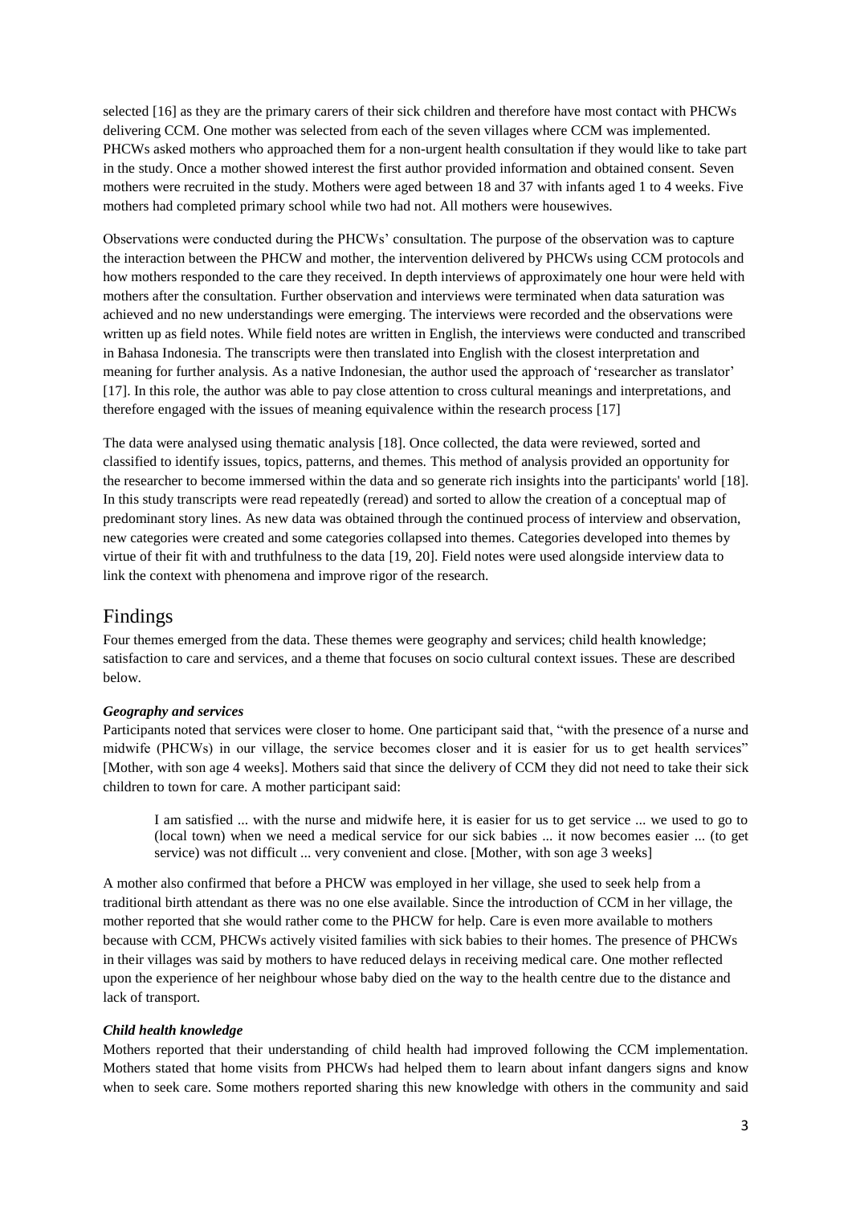selected [16] as they are the primary carers of their sick children and therefore have most contact with PHCWs delivering CCM. One mother was selected from each of the seven villages where CCM was implemented. PHCWs asked mothers who approached them for a non-urgent health consultation if they would like to take part in the study. Once a mother showed interest the first author provided information and obtained consent. Seven mothers were recruited in the study. Mothers were aged between 18 and 37 with infants aged 1 to 4 weeks. Five mothers had completed primary school while two had not. All mothers were housewives.

Observations were conducted during the PHCWs' consultation. The purpose of the observation was to capture the interaction between the PHCW and mother, the intervention delivered by PHCWs using CCM protocols and how mothers responded to the care they received. In depth interviews of approximately one hour were held with mothers after the consultation. Further observation and interviews were terminated when data saturation was achieved and no new understandings were emerging. The interviews were recorded and the observations were written up as field notes. While field notes are written in English, the interviews were conducted and transcribed in Bahasa Indonesia. The transcripts were then translated into English with the closest interpretation and meaning for further analysis. As a native Indonesian, the author used the approach of 'researcher as translator' [17]. In this role, the author was able to pay close attention to cross cultural meanings and interpretations, and therefore engaged with the issues of meaning equivalence within the research process [17]

The data were analysed using thematic analysis [18]. Once collected, the data were reviewed, sorted and classified to identify issues, topics, patterns, and themes. This method of analysis provided an opportunity for the researcher to become immersed within the data and so generate rich insights into the participants' world [18]. In this study transcripts were read repeatedly (reread) and sorted to allow the creation of a conceptual map of predominant story lines. As new data was obtained through the continued process of interview and observation, new categories were created and some categories collapsed into themes. Categories developed into themes by virtue of their fit with and truthfulness to the data [19, 20]. Field notes were used alongside interview data to link the context with phenomena and improve rigor of the research.

## Findings

Four themes emerged from the data. These themes were geography and services; child health knowledge; satisfaction to care and services, and a theme that focuses on socio cultural context issues. These are described below.

#### *Geography and services*

Participants noted that services were closer to home. One participant said that, "with the presence of a nurse and midwife (PHCWs) in our village, the service becomes closer and it is easier for us to get health services" [Mother, with son age 4 weeks]. Mothers said that since the delivery of CCM they did not need to take their sick children to town for care. A mother participant said:

> I am satisfied ... with the nurse and midwife here, it is easier for us to get service ... we used to go to (local town) when we need a medical service for our sick babies ... it now becomes easier ... (to get service) was not difficult ... very convenient and close. [Mother, with son age 3 weeks]

A mother also confirmed that before a PHCW was employed in her village, she used to seek help from a traditional birth attendant as there was no one else available. Since the introduction of CCM in her village, the mother reported that she would rather come to the PHCW for help. Care is even more available to mothers because with CCM, PHCWs actively visited families with sick babies to their homes. The presence of PHCWs in their villages was said by mothers to have reduced delays in receiving medical care. One mother reflected upon the experience of her neighbour whose baby died on the way to the health centre due to the distance and lack of transport.

#### *Child health knowledge*

Mothers reported that their understanding of child health had improved following the CCM implementation. Mothers stated that home visits from PHCWs had helped them to learn about infant dangers signs and know when to seek care. Some mothers reported sharing this new knowledge with others in the community and said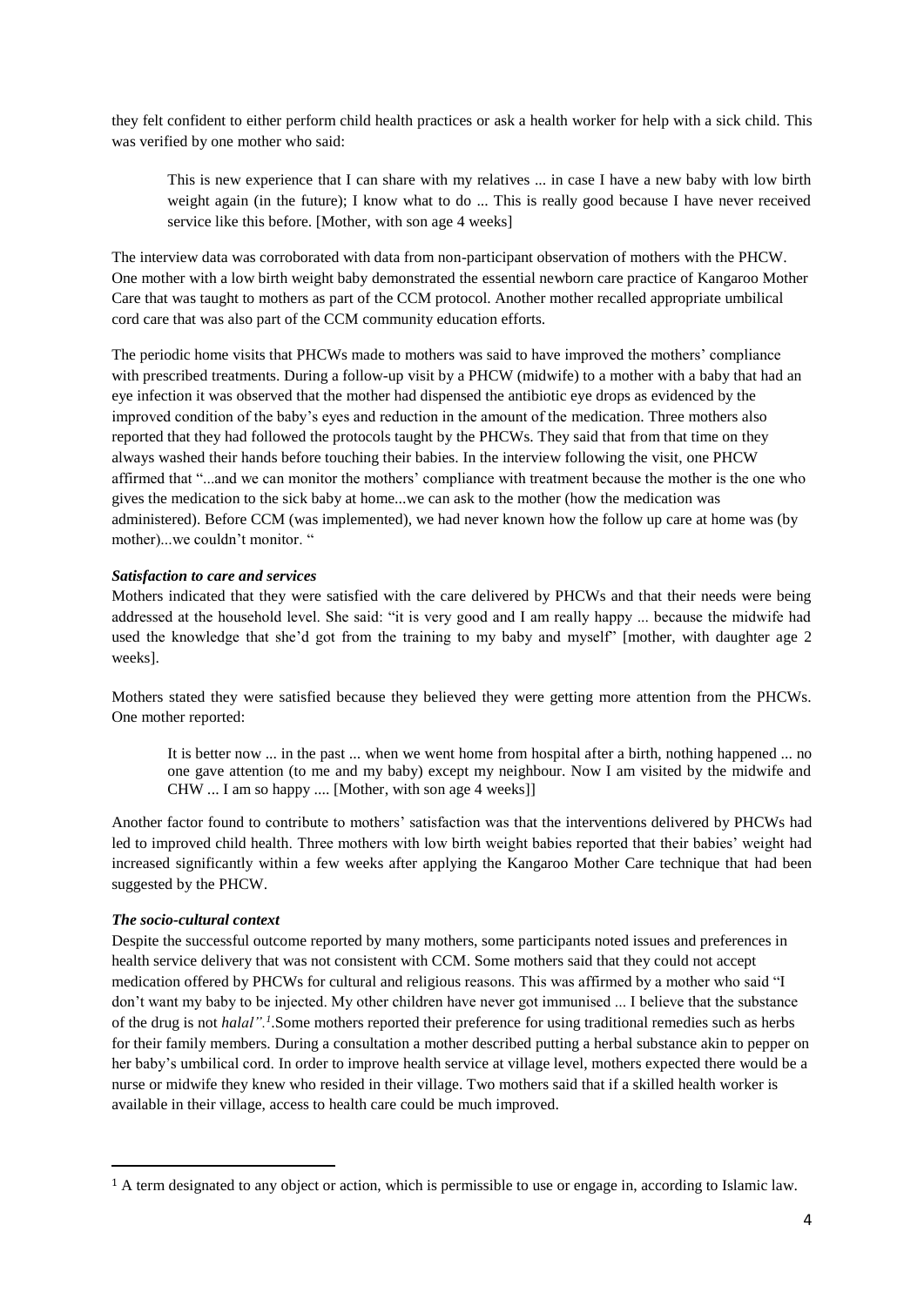they felt confident to either perform child health practices or ask a health worker for help with a sick child. This was verified by one mother who said:

> This is new experience that I can share with my relatives ... in case I have a new baby with low birth weight again (in the future); I know what to do ... This is really good because I have never received service like this before. [Mother, with son age 4 weeks]

The interview data was corroborated with data from non-participant observation of mothers with the PHCW. One mother with a low birth weight baby demonstrated the essential newborn care practice of Kangaroo Mother Care that was taught to mothers as part of the CCM protocol. Another mother recalled appropriate umbilical cord care that was also part of the CCM community education efforts.

The periodic home visits that PHCWs made to mothers was said to have improved the mothers' compliance with prescribed treatments. During a follow-up visit by a PHCW (midwife) to a mother with a baby that had an eye infection it was observed that the mother had dispensed the antibiotic eye drops as evidenced by the improved condition of the baby's eyes and reduction in the amount of the medication. Three mothers also reported that they had followed the protocols taught by the PHCWs. They said that from that time on they always washed their hands before touching their babies. In the interview following the visit, one PHCW affirmed that "...and we can monitor the mothers' compliance with treatment because the mother is the one who gives the medication to the sick baby at home...we can ask to the mother (how the medication was administered). Before CCM (was implemented), we had never known how the follow up care at home was (by mother)...we couldn't monitor. "

***Satisfaction to care and services***

Mothers indicated that they were satisfied with the care delivered by PHCWs and that their needs were being addressed at the household level. She said: "it is very good and I am really happy ... because the midwife had used the knowledge that she'd got from the training to my baby and myself" [mother, with daughter age 2 weeks].

Mothers stated they were satisfied because they believed they were getting more attention from the PHCWs. One mother reported:

> It is better now ... in the past ... when we went home from hospital after a birth, nothing happened ... no one gave attention (to me and my baby) except my neighbour. Now I am visited by the midwife and CHW ... I am so happy .... [Mother, with son age 4 weeks]]

Another factor found to contribute to mothers' satisfaction was that the interventions delivered by PHCWs had led to improved child health. Three mothers with low birth weight babies reported that their babies' weight had increased significantly within a few weeks after applying the Kangaroo Mother Care technique that had been suggested by the PHCW.

***The socio-cultural context***

Despite the successful outcome reported by many mothers, some participants noted issues and preferences in health service delivery that was not consistent with CCM. Some mothers said that they could not accept medication offered by PHCWs for cultural and religious reasons. This was affirmed by a mother who said "I don't want my baby to be injected. My other children have never got immunised ... I believe that the substance of the drug is not *halal"*.[1].Some mothers reported their preference for using traditional remedies such as herbs for their family members. During a consultation a mother described putting a herbal substance akin to pepper on her baby's umbilical cord. In order to improve health service at village level, mothers expected there would be a nurse or midwife they knew who resided in their village. Two mothers said that if a skilled health worker is available in their village, access to health care could be much improved.

---

[1] A term designated to any object or action, which is permissible to use or engage in, according to Islamic law.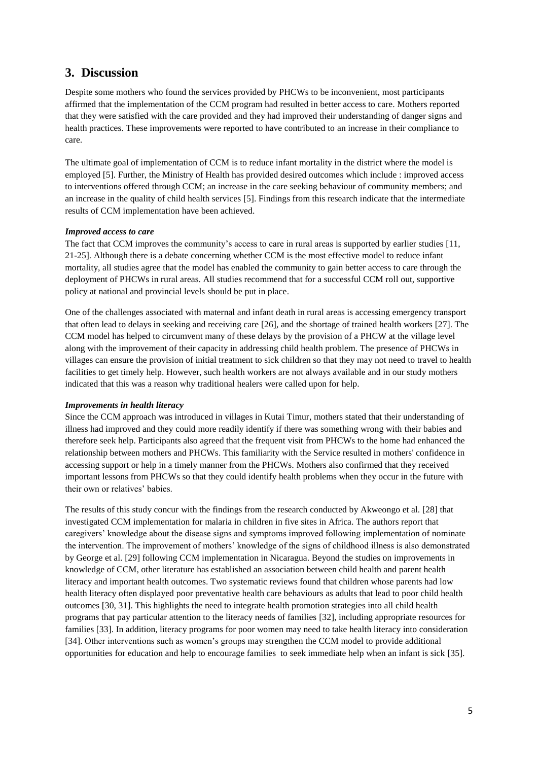## 3. Discussion

Despite some mothers who found the services provided by PHCWs to be inconvenient, most participants affirmed that the implementation of the CCM program had resulted in better access to care. Mothers reported that they were satisfied with the care provided and they had improved their understanding of danger signs and health practices. These improvements were reported to have contributed to an increase in their compliance to care.

The ultimate goal of implementation of CCM is to reduce infant mortality in the district where the model is employed [5]. Further, the Ministry of Health has provided desired outcomes which include : improved access to interventions offered through CCM; an increase in the care seeking behaviour of community members; and an increase in the quality of child health services [5]. Findings from this research indicate that the intermediate results of CCM implementation have been achieved.

***Improved access to care***

The fact that CCM improves the community's access to care in rural areas is supported by earlier studies [11, 21-25]. Although there is a debate concerning whether CCM is the most effective model to reduce infant mortality, all studies agree that the model has enabled the community to gain better access to care through the deployment of PHCWs in rural areas. All studies recommend that for a successful CCM roll out, supportive policy at national and provincial levels should be put in place.

One of the challenges associated with maternal and infant death in rural areas is accessing emergency transport that often lead to delays in seeking and receiving care [26], and the shortage of trained health workers [27]. The CCM model has helped to circumvent many of these delays by the provision of a PHCW at the village level along with the improvement of their capacity in addressing child health problem. The presence of PHCWs in villages can ensure the provision of initial treatment to sick children so that they may not need to travel to health facilities to get timely help. However, such health workers are not always available and in our study mothers indicated that this was a reason why traditional healers were called upon for help.

***Improvements in health literacy***

Since the CCM approach was introduced in villages in Kutai Timur, mothers stated that their understanding of illness had improved and they could more readily identify if there was something wrong with their babies and therefore seek help. Participants also agreed that the frequent visit from PHCWs to the home had enhanced the relationship between mothers and PHCWs. This familiarity with the Service resulted in mothers' confidence in accessing support or help in a timely manner from the PHCWs. Mothers also confirmed that they received important lessons from PHCWs so that they could identify health problems when they occur in the future with their own or relatives' babies.

The results of this study concur with the findings from the research conducted by Akweongo et al. [28] that investigated CCM implementation for malaria in children in five sites in Africa. The authors report that caregivers' knowledge about the disease signs and symptoms improved following implementation of nominate the intervention. The improvement of mothers' knowledge of the signs of childhood illness is also demonstrated by George et al. [29] following CCM implementation in Nicaragua. Beyond the studies on improvements in knowledge of CCM, other literature has established an association between child health and parent health literacy and important health outcomes. Two systematic reviews found that children whose parents had low health literacy often displayed poor preventative health care behaviours as adults that lead to poor child health outcomes [30, 31]. This highlights the need to integrate health promotion strategies into all child health programs that pay particular attention to the literacy needs of families [32], including appropriate resources for families [33]. In addition, literacy programs for poor women may need to take health literacy into consideration [34]. Other interventions such as women's groups may strengthen the CCM model to provide additional opportunities for education and help to encourage families to seek immediate help when an infant is sick [35].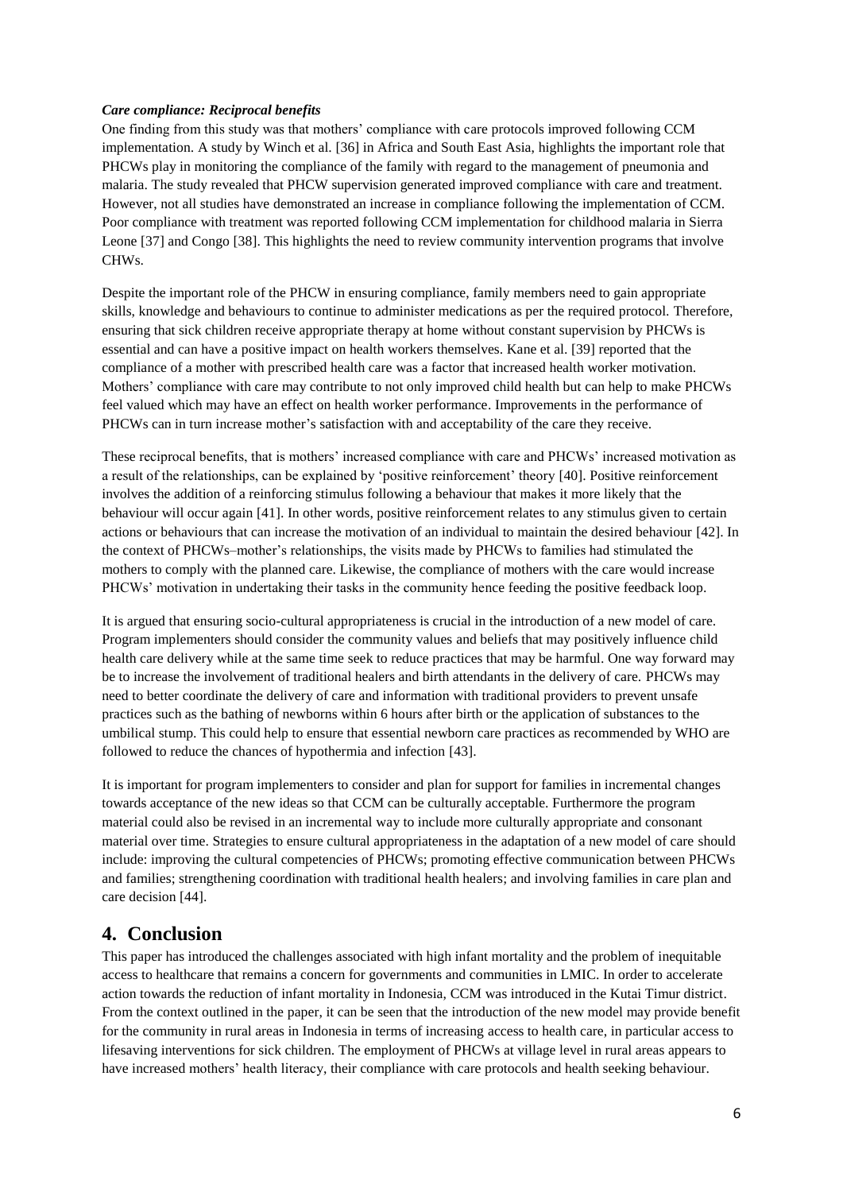***Care compliance: Reciprocal benefits***

One finding from this study was that mothers' compliance with care protocols improved following CCM implementation. A study by Winch et al. [36] in Africa and South East Asia, highlights the important role that PHCWs play in monitoring the compliance of the family with regard to the management of pneumonia and malaria. The study revealed that PHCW supervision generated improved compliance with care and treatment. However, not all studies have demonstrated an increase in compliance following the implementation of CCM. Poor compliance with treatment was reported following CCM implementation for childhood malaria in Sierra Leone [37] and Congo [38]. This highlights the need to review community intervention programs that involve CHWs.

Despite the important role of the PHCW in ensuring compliance, family members need to gain appropriate skills, knowledge and behaviours to continue to administer medications as per the required protocol. Therefore, ensuring that sick children receive appropriate therapy at home without constant supervision by PHCWs is essential and can have a positive impact on health workers themselves. Kane et al. [39] reported that the compliance of a mother with prescribed health care was a factor that increased health worker motivation. Mothers' compliance with care may contribute to not only improved child health but can help to make PHCWs feel valued which may have an effect on health worker performance. Improvements in the performance of PHCWs can in turn increase mother's satisfaction with and acceptability of the care they receive.

These reciprocal benefits, that is mothers' increased compliance with care and PHCWs' increased motivation as a result of the relationships, can be explained by 'positive reinforcement' theory [40]. Positive reinforcement involves the addition of a reinforcing stimulus following a behaviour that makes it more likely that the behaviour will occur again [41]. In other words, positive reinforcement relates to any stimulus given to certain actions or behaviours that can increase the motivation of an individual to maintain the desired behaviour [42]. In the context of PHCWs–mother's relationships, the visits made by PHCWs to families had stimulated the mothers to comply with the planned care. Likewise, the compliance of mothers with the care would increase PHCWs' motivation in undertaking their tasks in the community hence feeding the positive feedback loop.

It is argued that ensuring socio-cultural appropriateness is crucial in the introduction of a new model of care. Program implementers should consider the community values and beliefs that may positively influence child health care delivery while at the same time seek to reduce practices that may be harmful. One way forward may be to increase the involvement of traditional healers and birth attendants in the delivery of care. PHCWs may need to better coordinate the delivery of care and information with traditional providers to prevent unsafe practices such as the bathing of newborns within 6 hours after birth or the application of substances to the umbilical stump. This could help to ensure that essential newborn care practices as recommended by WHO are followed to reduce the chances of hypothermia and infection [43].

It is important for program implementers to consider and plan for support for families in incremental changes towards acceptance of the new ideas so that CCM can be culturally acceptable. Furthermore the program material could also be revised in an incremental way to include more culturally appropriate and consonant material over time. Strategies to ensure cultural appropriateness in the adaptation of a new model of care should include: improving the cultural competencies of PHCWs; promoting effective communication between PHCWs and families; strengthening coordination with traditional health healers; and involving families in care plan and care decision [44].

# 4. Conclusion

This paper has introduced the challenges associated with high infant mortality and the problem of inequitable access to healthcare that remains a concern for governments and communities in LMIC. In order to accelerate action towards the reduction of infant mortality in Indonesia, CCM was introduced in the Kutai Timur district. From the context outlined in the paper, it can be seen that the introduction of the new model may provide benefit for the community in rural areas in Indonesia in terms of increasing access to health care, in particular access to lifesaving interventions for sick children. The employment of PHCWs at village level in rural areas appears to have increased mothers' health literacy, their compliance with care protocols and health seeking behaviour.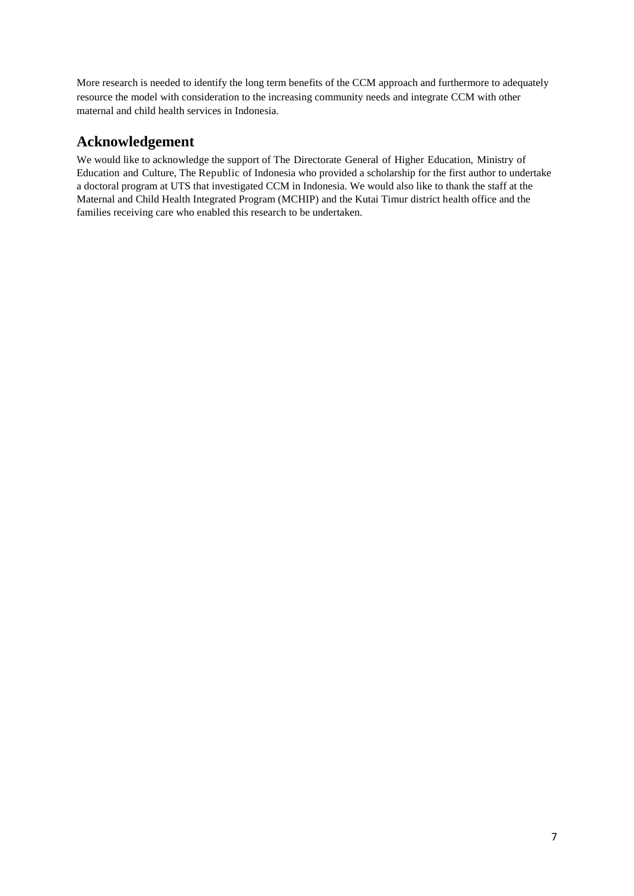More research is needed to identify the long term benefits of the CCM approach and furthermore to adequately resource the model with consideration to the increasing community needs and integrate CCM with other maternal and child health services in Indonesia.

## Acknowledgement

We would like to acknowledge the support of The Directorate General of Higher Education, Ministry of Education and Culture, The Republic of Indonesia who provided a scholarship for the first author to undertake a doctoral program at UTS that investigated CCM in Indonesia. We would also like to thank the staff at the Maternal and Child Health Integrated Program (MCHIP) and the Kutai Timur district health office and the families receiving care who enabled this research to be undertaken.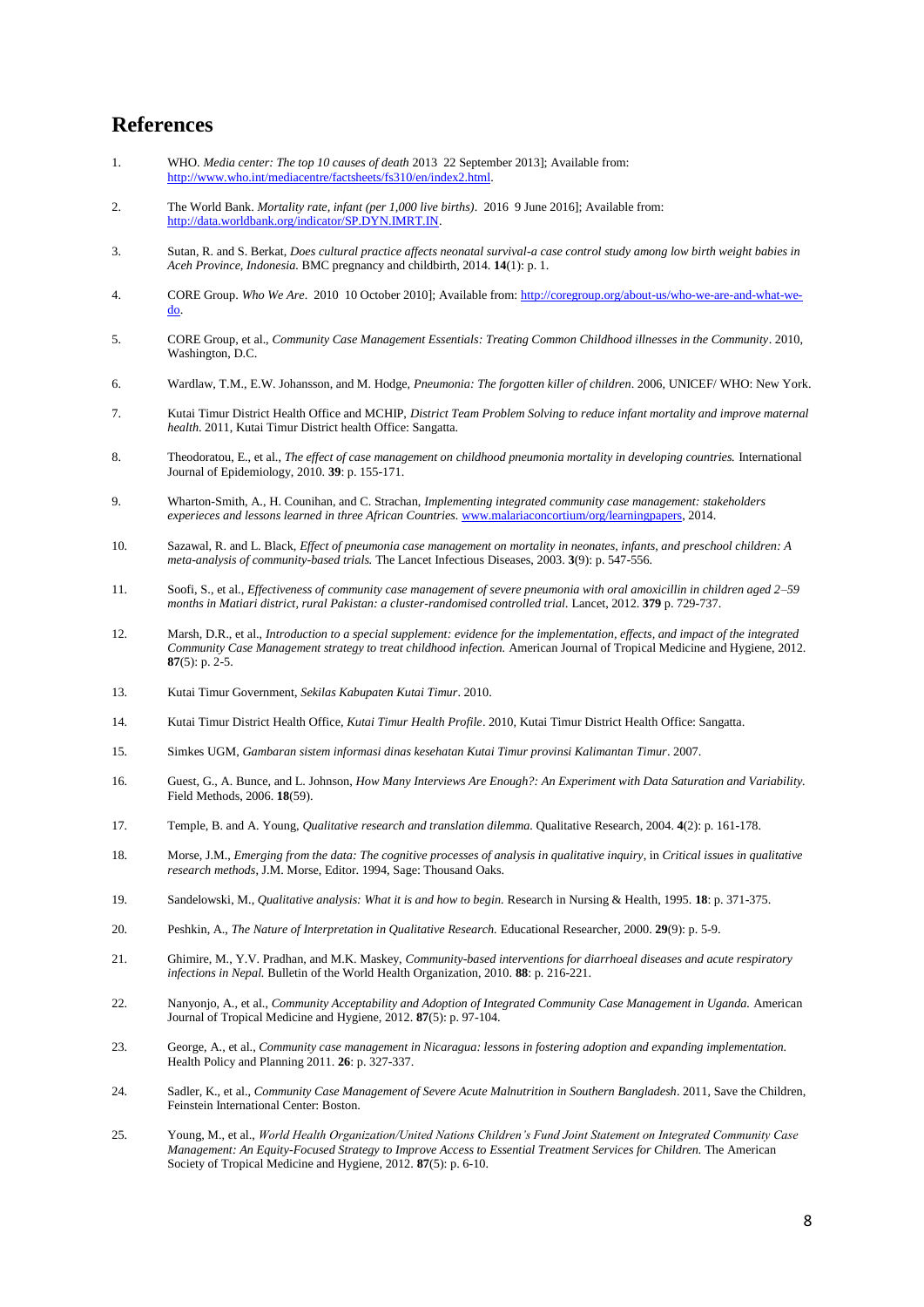# References

1. WHO. *Media center: The top 10 causes of death* 2013 22 September 2013]; Available from: http://www.who.int/mediacentre/factsheets/fs310/en/index2.html.

2. The World Bank. *Mortality rate, infant (per 1,000 live births)*. 2016 9 June 2016]; Available from: http://data.worldbank.org/indicator/SP.DYN.IMRT.IN.

3. Sutan, R. and S. Berkat, *Does cultural practice affects neonatal survival-a case control study among low birth weight babies in Aceh Province, Indonesia.* BMC pregnancy and childbirth, 2014. **14**(1): p. 1.

4. CORE Group. *Who We Are*. 2010 10 October 2010]; Available from: http://coregroup.org/about-us/who-we-are-and-what-we-do.

5. CORE Group, et al., *Community Case Management Essentials: Treating Common Childhood illnesses in the Community*. 2010, Washington, D.C.

6. Wardlaw, T.M., E.W. Johansson, and M. Hodge, *Pneumonia: The forgotten killer of children*. 2006, UNICEF/ WHO: New York.

7. Kutai Timur District Health Office and MCHIP, *District Team Problem Solving to reduce infant mortality and improve maternal health*. 2011, Kutai Timur District health Office: Sangatta.

8. Theodoratou, E., et al., *The effect of case management on childhood pneumonia mortality in developing countries.* International Journal of Epidemiology, 2010. **39**: p. 155-171.

9. Wharton-Smith, A., H. Counihan, and C. Strachan, *Implementing integrated community case management: stakeholders experieces and lessons learned in three African Countries.* www.malariaconcortium/org/learningpapers, 2014.

10. Sazawal, R. and L. Black, *Effect of pneumonia case management on mortality in neonates, infants, and preschool children: A meta-analysis of community-based trials.* The Lancet Infectious Diseases, 2003. **3**(9): p. 547-556.

11. Soofi, S., et al., *Effectiveness of community case management of severe pneumonia with oral amoxicillin in children aged 2–59 months in Matiari district, rural Pakistan: a cluster-randomised controlled trial.* Lancet, 2012. **379** p. 729-737.

12. Marsh, D.R., et al., *Introduction to a special supplement: evidence for the implementation, effects, and impact of the integrated Community Case Management strategy to treat childhood infection.* American Journal of Tropical Medicine and Hygiene, 2012. **87**(5): p. 2-5.

13. Kutai Timur Government, *Sekilas Kabupaten Kutai Timur*. 2010.

14. Kutai Timur District Health Office, *Kutai Timur Health Profile*. 2010, Kutai Timur District Health Office: Sangatta.

15. Simkes UGM, *Gambaran sistem informasi dinas kesehatan Kutai Timur provinsi Kalimantan Timur*. 2007.

16. Guest, G., A. Bunce, and L. Johnson, *How Many Interviews Are Enough?: An Experiment with Data Saturation and Variability.* Field Methods, 2006. **18**(59).

17. Temple, B. and A. Young, *Qualitative research and translation dilemma.* Qualitative Research, 2004. **4**(2): p. 161-178.

18. Morse, J.M., *Emerging from the data: The cognitive processes of analysis in qualitative inquiry*, in *Critical issues in qualitative research methods*, J.M. Morse, Editor. 1994, Sage: Thousand Oaks.

19. Sandelowski, M., *Qualitative analysis: What it is and how to begin.* Research in Nursing & Health, 1995. **18**: p. 371-375.

20. Peshkin, A., *The Nature of Interpretation in Qualitative Research.* Educational Researcher, 2000. **29**(9): p. 5-9.

21. Ghimire, M., Y.V. Pradhan, and M.K. Maskey, *Community-based interventions for diarrhoeal diseases and acute respiratory infections in Nepal.* Bulletin of the World Health Organization, 2010. **88**: p. 216-221.

22. Nanyonjo, A., et al., *Community Acceptability and Adoption of Integrated Community Case Management in Uganda.* American Journal of Tropical Medicine and Hygiene, 2012. **87**(5): p. 97-104.

23. George, A., et al., *Community case management in Nicaragua: lessons in fostering adoption and expanding implementation.* Health Policy and Planning 2011. **26**: p. 327-337.

24. Sadler, K., et al., *Community Case Management of Severe Acute Malnutrition in Southern Bangladesh*. 2011, Save the Children, Feinstein International Center: Boston.

25. Young, M., et al., *World Health Organization/United Nations Children's Fund Joint Statement on Integrated Community Case Management: An Equity-Focused Strategy to Improve Access to Essential Treatment Services for Children.* The American Society of Tropical Medicine and Hygiene, 2012. **87**(5): p. 6-10.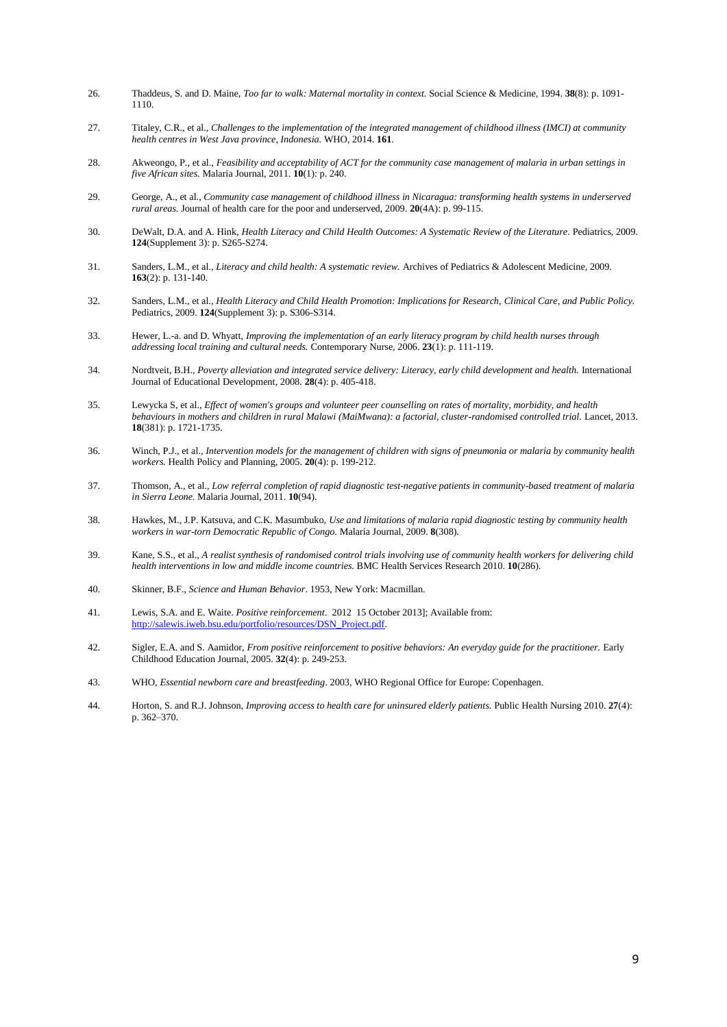26. Thaddeus, S. and D. Maine, *Too far to walk: Maternal mortality in context.* Social Science & Medicine, 1994. **38**(8): p. 1091-1110.

27. Titaley, C.R., et al., *Challenges to the implementation of the integrated management of childhood illness (IMCI) at community health centres in West Java province, Indonesia.* WHO, 2014. **161**.

28. Akweongo, P., et al., *Feasibility and acceptability of ACT for the community case management of malaria in urban settings in five African sites.* Malaria Journal, 2011. **10**(1): p. 240.

29. George, A., et al., *Community case management of childhood illness in Nicaragua: transforming health systems in underserved rural areas.* Journal of health care for the poor and underserved, 2009. **20**(4A): p. 99-115.

30. DeWalt, D.A. and A. Hink, *Health Literacy and Child Health Outcomes: A Systematic Review of the Literature.* Pediatrics, 2009. **124**(Supplement 3): p. S265-S274.

31. Sanders, L.M., et al., *Literacy and child health: A systematic review.* Archives of Pediatrics & Adolescent Medicine, 2009. **163**(2): p. 131-140.

32. Sanders, L.M., et al., *Health Literacy and Child Health Promotion: Implications for Research, Clinical Care, and Public Policy.* Pediatrics, 2009. **124**(Supplement 3): p. S306-S314.

33. Hewer, L.-a. and D. Whyatt, *Improving the implementation of an early literacy program by child health nurses through addressing local training and cultural needs.* Contemporary Nurse, 2006. **23**(1): p. 111-119.

34. Nordtveit, B.H., *Poverty alleviation and integrated service delivery: Literacy, early child development and health.* International Journal of Educational Development, 2008. **28**(4): p. 405-418.

35. Lewycka S, et al., *Effect of women's groups and volunteer peer counselling on rates of mortality, morbidity, and health behaviours in mothers and children in rural Malawi (MaiMwana): a factorial, cluster-randomised controlled trial.* Lancet, 2013. **18**(381): p. 1721-1735.

36. Winch, P.J., et al., *Intervention models for the management of children with signs of pneumonia or malaria by community health workers.* Health Policy and Planning, 2005. **20**(4): p. 199-212.

37. Thomson, A., et al., *Low referral completion of rapid diagnostic test-negative patients in community-based treatment of malaria in Sierra Leone.* Malaria Journal, 2011. **10**(94).

38. Hawkes, M., J.P. Katsuva, and C.K. Masumbuko, *Use and limitations of malaria rapid diagnostic testing by community health workers in war-torn Democratic Republic of Congo.* Malaria Journal, 2009. **8**(308).

39. Kane, S.S., et al., *A realist synthesis of randomised control trials involving use of community health workers for delivering child health interventions in low and middle income countries.* BMC Health Services Research 2010. **10**(286).

40. Skinner, B.F., *Science and Human Behavior*. 1953, New York: Macmillan.

41. Lewis, S.A. and E. Waite. *Positive reinforcement*. 2012 15 October 2013]; Available from: http://salewis.iweb.bsu.edu/portfolio/resources/DSN_Project.pdf.

42. Sigler, E.A. and S. Aamidor, *From positive reinforcement to positive behaviors: An everyday guide for the practitioner.* Early Childhood Education Journal, 2005. **32**(4): p. 249-253.

43. WHO, *Essential newborn care and breastfeeding*. 2003, WHO Regional Office for Europe: Copenhagen.

44. Horton, S. and R.J. Johnson, *Improving access to health care for uninsured elderly patients.* Public Health Nursing 2010. **27**(4): p. 362–370.